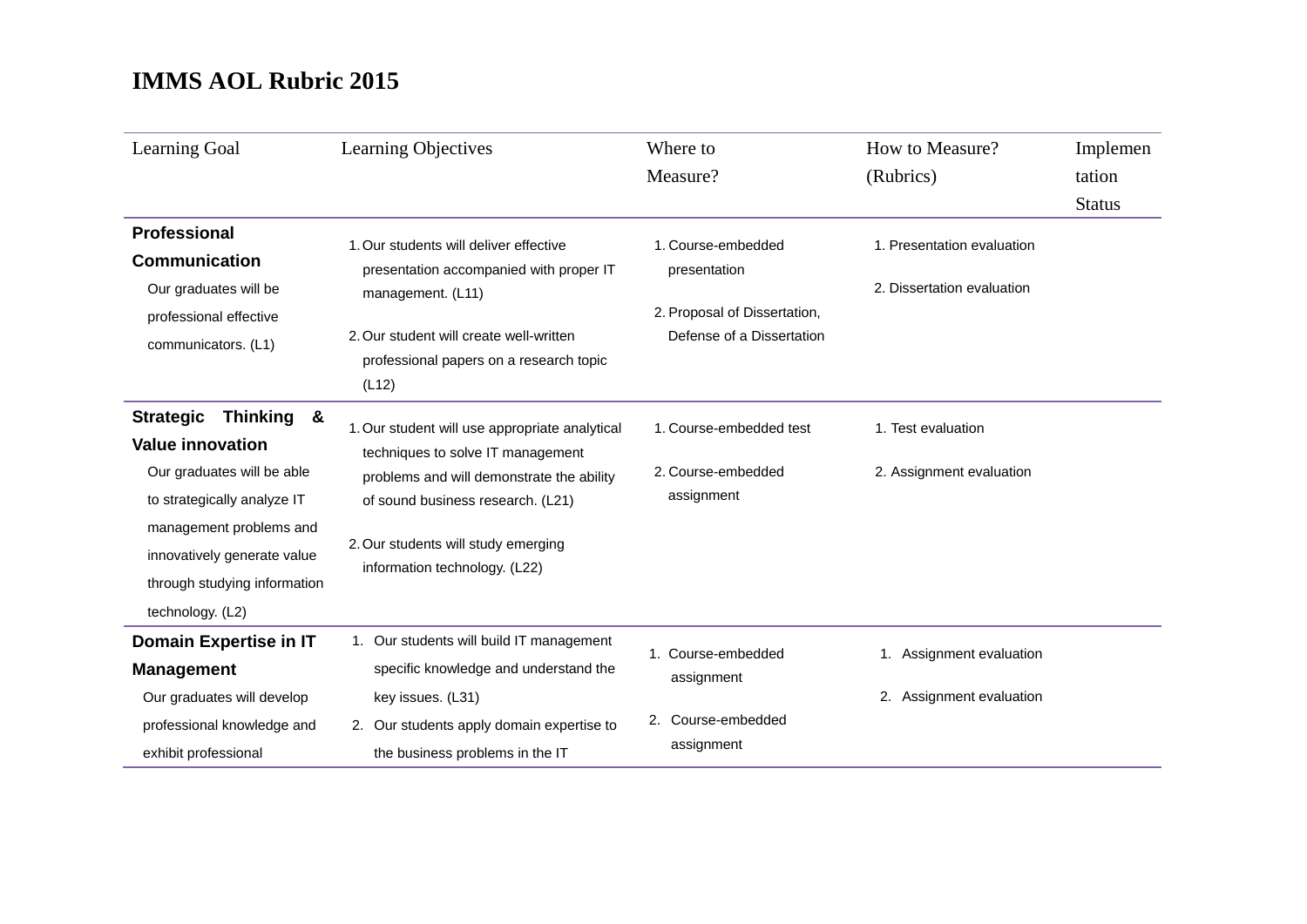# IMMS AOL Rubric 2015

| Learning Goal | Learning Objectives | Where to Measure? | How to Measure? (Rubrics) | Implementation Status |
|---|---|---|---|---|
| **Professional Communication**<br>Our graduates will be professional effective communicators. (L1) | 1. Our students will deliver effective presentation accompanied with proper IT management. (L11)<br>2. Our student will create well-written professional papers on a research topic (L12) | 1. Course-embedded presentation<br>2. Proposal of Dissertation, Defense of a Dissertation | 1. Presentation evaluation<br>2. Dissertation evaluation | |
| **Strategic Thinking & Value innovation**<br>Our graduates will be able to strategically analyze IT management problems and innovatively generate value through studying information technology. (L2) | 1. Our student will use appropriate analytical techniques to solve IT management problems and will demonstrate the ability of sound business research. (L21)<br>2. Our students will study emerging information technology. (L22) | 1. Course-embedded test<br>2. Course-embedded assignment | 1. Test evaluation<br>2. Assignment evaluation | |
| **Domain Expertise in IT Management**<br>Our graduates will develop professional knowledge and exhibit professional | 1. Our students will build IT management specific knowledge and understand the key issues. (L31)<br>2. Our students apply domain expertise to the business problems in the IT | 1. Course-embedded assignment<br>2. Course-embedded assignment | 1. Assignment evaluation<br>2. Assignment evaluation | |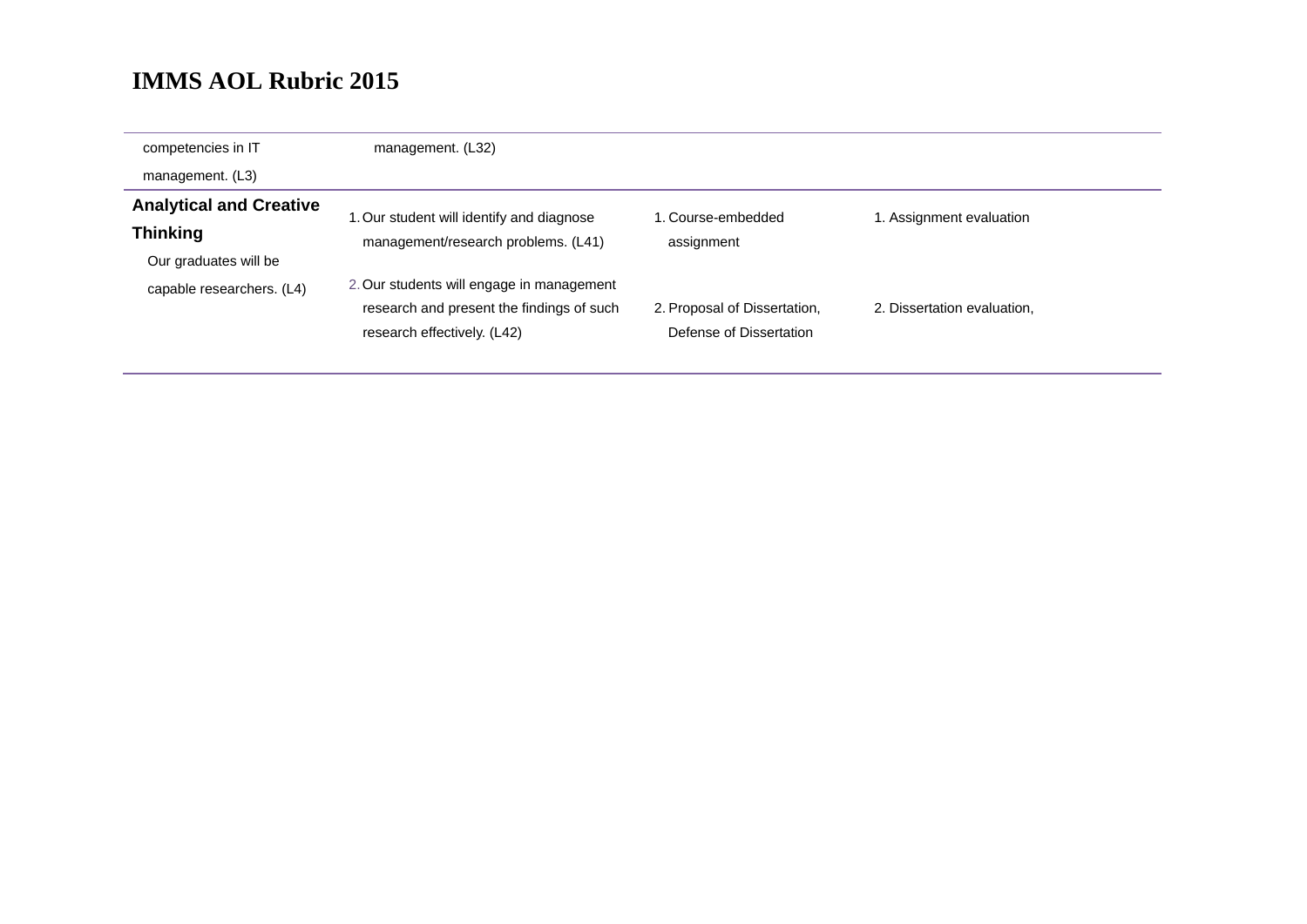## IMMS AOL Rubric 2015

| | | | |
|---|---|---|---|
| competencies in IT management. (L3) | management. (L32) | | |
| **Analytical and Creative Thinking** Our graduates will be capable researchers. (L4) | 1. Our student will identify and diagnose management/research problems. (L41)<br>2. Our students will engage in management research and present the findings of such research effectively. (L42) | 1. Course-embedded assignment<br>2. Proposal of Dissertation, Defense of Dissertation | 1. Assignment evaluation<br>2. Dissertation evaluation, |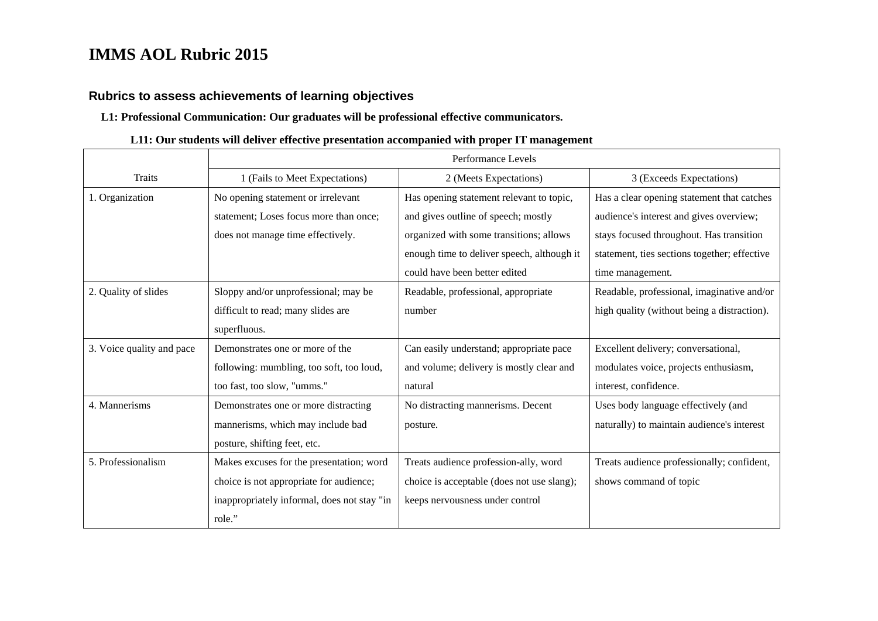# IMMS AOL Rubric 2015

## Rubrics to assess achievements of learning objectives

**L1: Professional Communication: Our graduates will be professional effective communicators.**

**L11: Our students will deliver effective presentation accompanied with proper IT management**

| Traits | Performance Levels | | |
|---|---|---|---|
| | 1 (Fails to Meet Expectations) | 2 (Meets Expectations) | 3 (Exceeds Expectations) |
| 1. Organization | No opening statement or irrelevant statement; Loses focus more than once; does not manage time effectively. | Has opening statement relevant to topic, and gives outline of speech; mostly organized with some transitions; allows enough time to deliver speech, although it could have been better edited | Has a clear opening statement that catches audience's interest and gives overview; stays focused throughout. Has transition statement, ties sections together; effective time management. |
| 2. Quality of slides | Sloppy and/or unprofessional; may be difficult to read; many slides are superfluous. | Readable, professional, appropriate number | Readable, professional, imaginative and/or high quality (without being a distraction). |
| 3. Voice quality and pace | Demonstrates one or more of the following: mumbling, too soft, too loud, too fast, too slow, "umms." | Can easily understand; appropriate pace and volume; delivery is mostly clear and natural | Excellent delivery; conversational, modulates voice, projects enthusiasm, interest, confidence. |
| 4. Mannerisms | Demonstrates one or more distracting mannerisms, which may include bad posture, shifting feet, etc. | No distracting mannerisms. Decent posture. | Uses body language effectively (and naturally) to maintain audience's interest |
| 5. Professionalism | Makes excuses for the presentation; word choice is not appropriate for audience; inappropriately informal, does not stay "in role." | Treats audience profession-ally, word choice is acceptable (does not use slang); keeps nervousness under control | Treats audience professionally; confident, shows command of topic |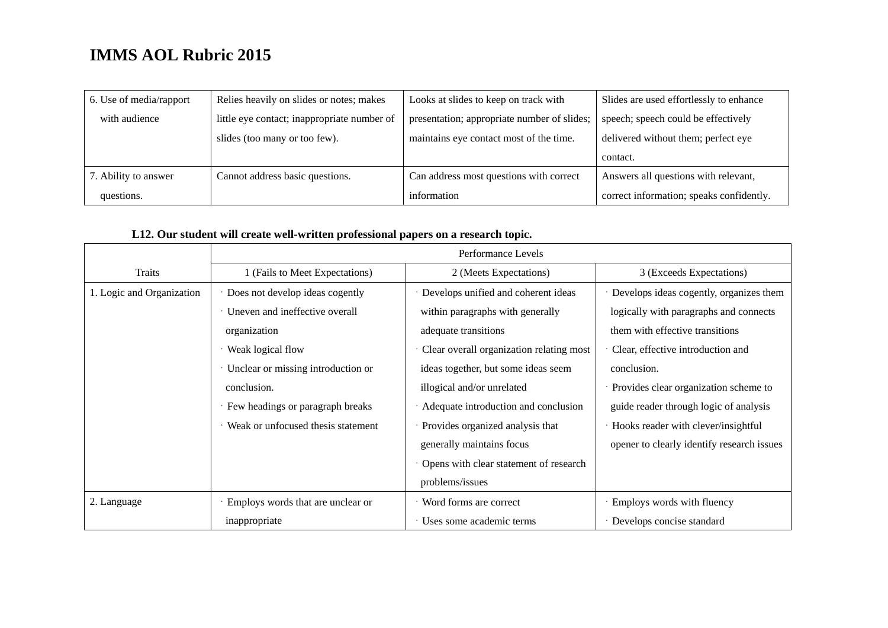# IMMS AOL Rubric 2015

| | | | |
|---|---|---|---|
| 6. Use of media/rapport with audience | Relies heavily on slides or notes; makes little eye contact; inappropriate number of slides (too many or too few). | Looks at slides to keep on track with presentation; appropriate number of slides; maintains eye contact most of the time. | Slides are used effortlessly to enhance speech; speech could be effectively delivered without them; perfect eye contact. |
| 7. Ability to answer questions. | Cannot address basic questions. | Can address most questions with correct information | Answers all questions with relevant, correct information; speaks confidently. |

**L12. Our student will create well-written professional papers on a research topic.**

| Traits | Performance Levels | | |
|---|---|---|---|
| | 1 (Fails to Meet Expectations) | 2 (Meets Expectations) | 3 (Exceeds Expectations) |
| 1. Logic and Organization | · Does not develop ideas cogently<br>· Uneven and ineffective overall organization<br>· Weak logical flow<br>· Unclear or missing introduction or conclusion.<br>· Few headings or paragraph breaks<br>· Weak or unfocused thesis statement | · Develops unified and coherent ideas within paragraphs with generally adequate transitions<br>· Clear overall organization relating most ideas together, but some ideas seem illogical and/or unrelated<br>· Adequate introduction and conclusion<br>· Provides organized analysis that generally maintains focus<br>· Opens with clear statement of research problems/issues | · Develops ideas cogently, organizes them logically with paragraphs and connects them with effective transitions<br>· Clear, effective introduction and conclusion.<br>· Provides clear organization scheme to guide reader through logic of analysis<br>· Hooks reader with clever/insightful opener to clearly identify research issues |
| 2. Language | · Employs words that are unclear or inappropriate | · Word forms are correct<br>· Uses some academic terms | · Employs words with fluency<br>· Develops concise standard |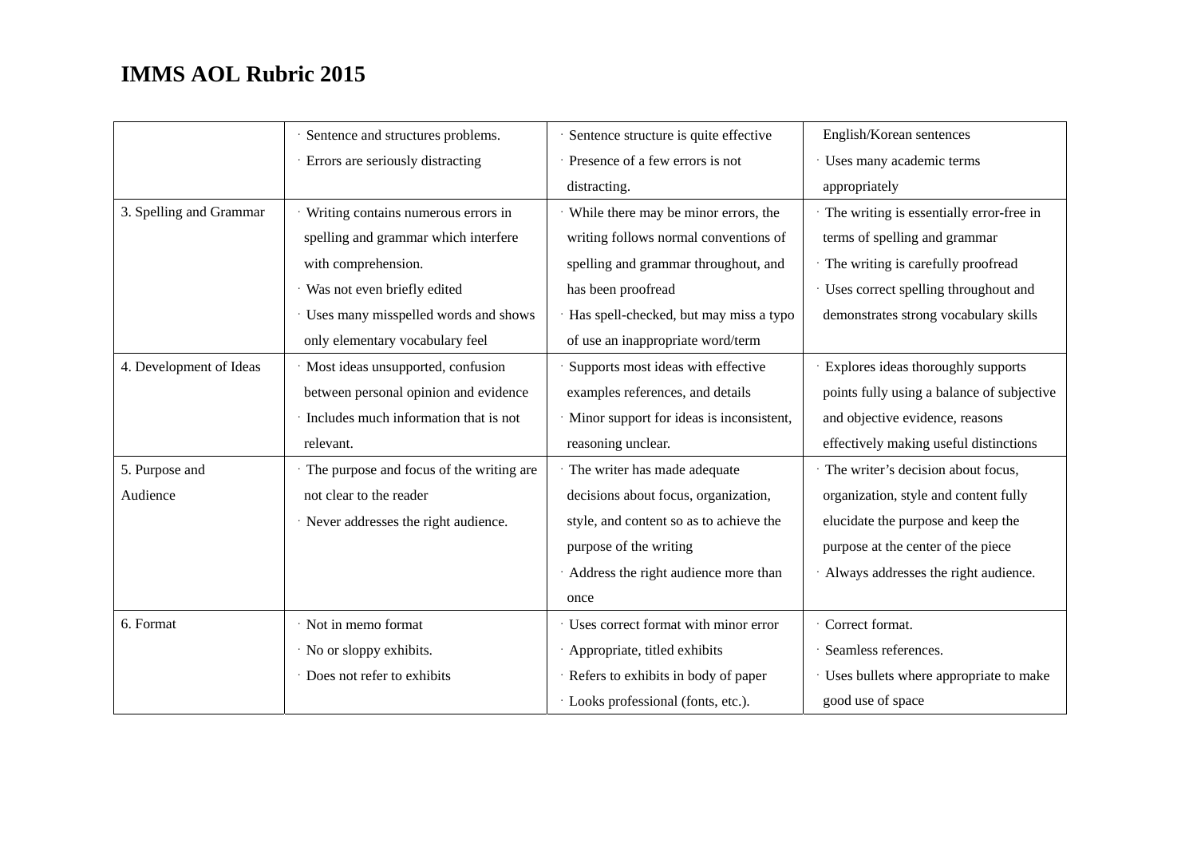# IMMS AOL Rubric 2015

| | | | |
|---|---|---|---|
| | · Sentence and structures problems.<br>· Errors are seriously distracting | · Sentence structure is quite effective<br>· Presence of a few errors is not distracting. | English/Korean sentences<br>· Uses many academic terms appropriately |
| 3. Spelling and Grammar | · Writing contains numerous errors in spelling and grammar which interfere with comprehension.<br>· Was not even briefly edited<br>· Uses many misspelled words and shows only elementary vocabulary feel | · While there may be minor errors, the writing follows normal conventions of spelling and grammar throughout, and has been proofread<br>· Has spell-checked, but may miss a typo of use an inappropriate word/term | · The writing is essentially error-free in terms of spelling and grammar<br>· The writing is carefully proofread<br>· Uses correct spelling throughout and demonstrates strong vocabulary skills |
| 4. Development of Ideas | · Most ideas unsupported, confusion between personal opinion and evidence<br>· Includes much information that is not relevant. | · Supports most ideas with effective examples references, and details<br>· Minor support for ideas is inconsistent, reasoning unclear. | · Explores ideas thoroughly supports points fully using a balance of subjective and objective evidence, reasons effectively making useful distinctions |
| 5. Purpose and Audience | · The purpose and focus of the writing are not clear to the reader<br>· Never addresses the right audience. | · The writer has made adequate decisions about focus, organization, style, and content so as to achieve the purpose of the writing<br>· Address the right audience more than once | · The writer's decision about focus, organization, style and content fully elucidate the purpose and keep the purpose at the center of the piece<br>· Always addresses the right audience. |
| 6. Format | · Not in memo format<br>· No or sloppy exhibits.<br>· Does not refer to exhibits | · Uses correct format with minor error<br>· Appropriate, titled exhibits<br>· Refers to exhibits in body of paper<br>· Looks professional (fonts, etc.). | · Correct format.<br>· Seamless references.<br>· Uses bullets where appropriate to make good use of space |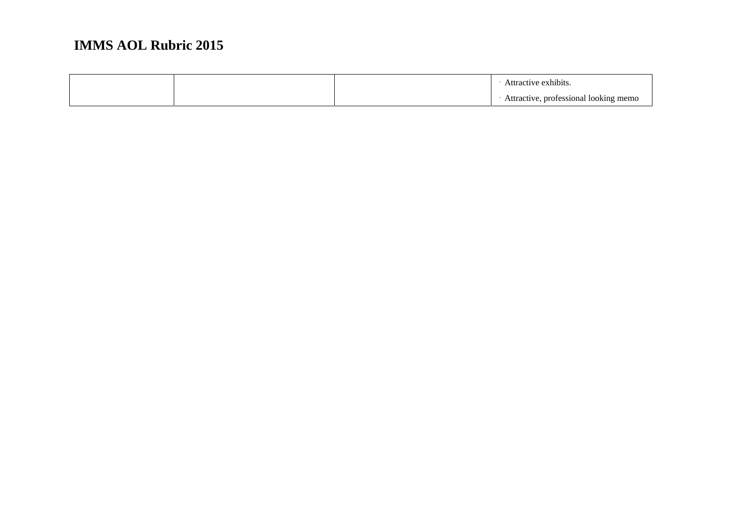| | | | |
|---|---|---|---|
| | | | · Attractive exhibits.<br>· Attractive, professional looking memo |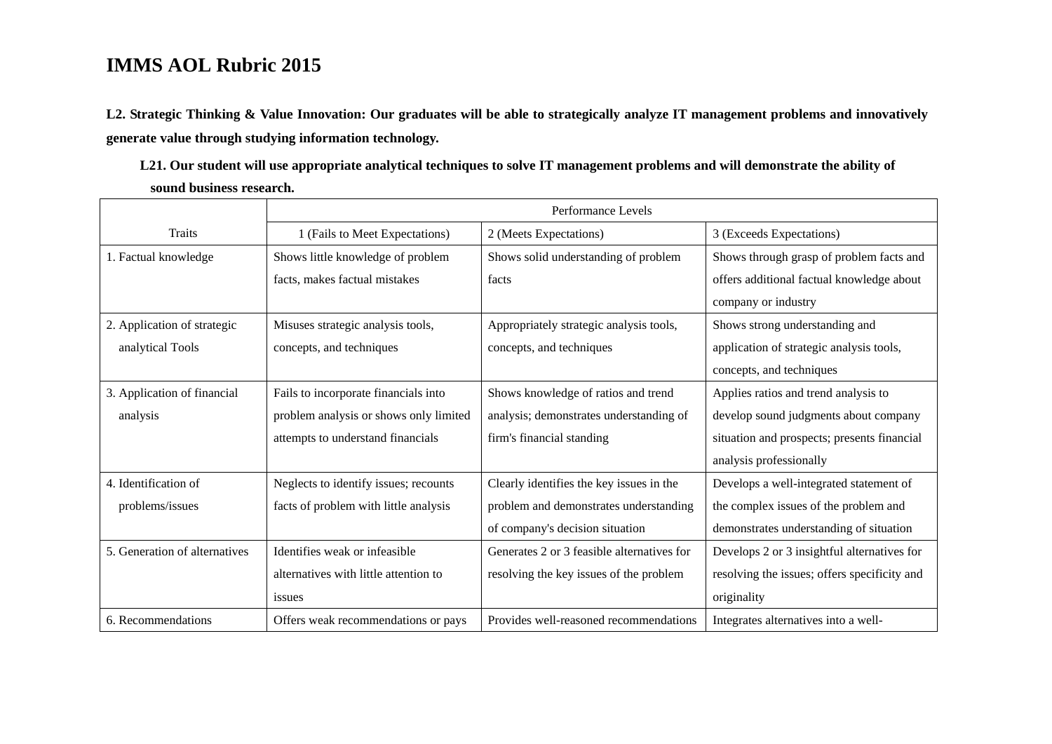# IMMS AOL Rubric 2015

**L2. Strategic Thinking & Value Innovation: Our graduates will be able to strategically analyze IT management problems and innovatively generate value through studying information technology.**

**L21. Our student will use appropriate analytical techniques to solve IT management problems and will demonstrate the ability of sound business research.**

| Traits | Performance Levels | | |
|---|---|---|---|
| | 1 (Fails to Meet Expectations) | 2 (Meets Expectations) | 3 (Exceeds Expectations) |
| 1. Factual knowledge | Shows little knowledge of problem facts, makes factual mistakes | Shows solid understanding of problem facts | Shows through grasp of problem facts and offers additional factual knowledge about company or industry |
| 2. Application of strategic analytical Tools | Misuses strategic analysis tools, concepts, and techniques | Appropriately strategic analysis tools, concepts, and techniques | Shows strong understanding and application of strategic analysis tools, concepts, and techniques |
| 3. Application of financial analysis | Fails to incorporate financials into problem analysis or shows only limited attempts to understand financials | Shows knowledge of ratios and trend analysis; demonstrates understanding of firm's financial standing | Applies ratios and trend analysis to develop sound judgments about company situation and prospects; presents financial analysis professionally |
| 4. Identification of problems/issues | Neglects to identify issues; recounts facts of problem with little analysis | Clearly identifies the key issues in the problem and demonstrates understanding of company's decision situation | Develops a well-integrated statement of the complex issues of the problem and demonstrates understanding of situation |
| 5. Generation of alternatives | Identifies weak or infeasible alternatives with little attention to issues | Generates 2 or 3 feasible alternatives for resolving the key issues of the problem | Develops 2 or 3 insightful alternatives for resolving the issues; offers specificity and originality |
| 6. Recommendations | Offers weak recommendations or pays | Provides well-reasoned recommendations | Integrates alternatives into a well- |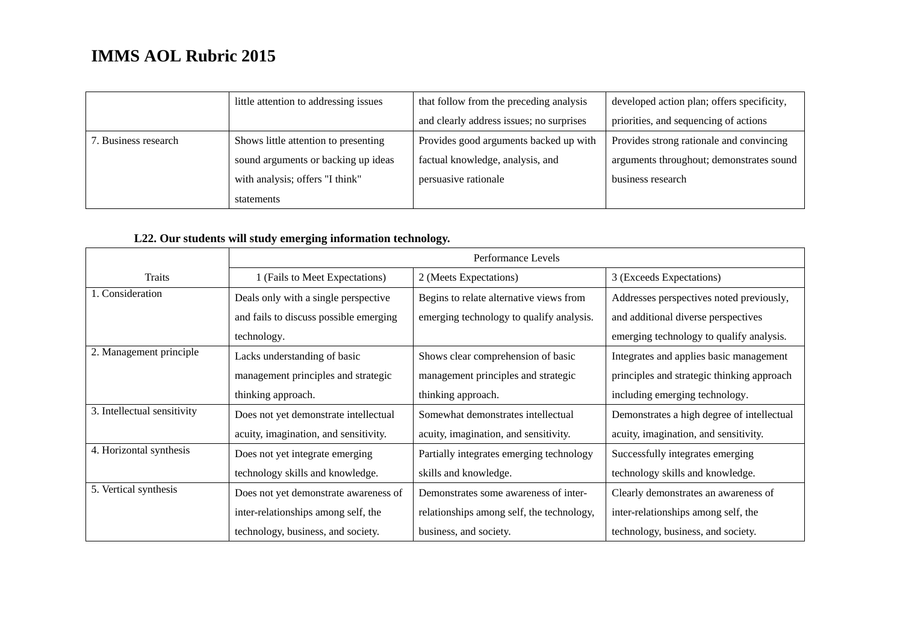# IMMS AOL Rubric 2015

| | | | |
|---|---|---|---|
| | little attention to addressing issues | that follow from the preceding analysis and clearly address issues; no surprises | developed action plan; offers specificity, priorities, and sequencing of actions |
| 7. Business research | Shows little attention to presenting sound arguments or backing up ideas with analysis; offers "I think" statements | Provides good arguments backed up with factual knowledge, analysis, and persuasive rationale | Provides strong rationale and convincing arguments throughout; demonstrates sound business research |

**L22. Our students will study emerging information technology.**

| | Performance Levels | | |
|---|---|---|---|
| Traits | 1 (Fails to Meet Expectations) | 2 (Meets Expectations) | 3 (Exceeds Expectations) |
| 1. Consideration | Deals only with a single perspective and fails to discuss possible emerging technology. | Begins to relate alternative views from emerging technology to qualify analysis. | Addresses perspectives noted previously, and additional diverse perspectives emerging technology to qualify analysis. |
| 2. Management principle | Lacks understanding of basic management principles and strategic thinking approach. | Shows clear comprehension of basic management principles and strategic thinking approach. | Integrates and applies basic management principles and strategic thinking approach including emerging technology. |
| 3. Intellectual sensitivity | Does not yet demonstrate intellectual acuity, imagination, and sensitivity. | Somewhat demonstrates intellectual acuity, imagination, and sensitivity. | Demonstrates a high degree of intellectual acuity, imagination, and sensitivity. |
| 4. Horizontal synthesis | Does not yet integrate emerging technology skills and knowledge. | Partially integrates emerging technology skills and knowledge. | Successfully integrates emerging technology skills and knowledge. |
| 5. Vertical synthesis | Does not yet demonstrate awareness of inter-relationships among self, the technology, business, and society. | Demonstrates some awareness of inter-relationships among self, the technology, business, and society. | Clearly demonstrates an awareness of inter-relationships among self, the technology, business, and society. |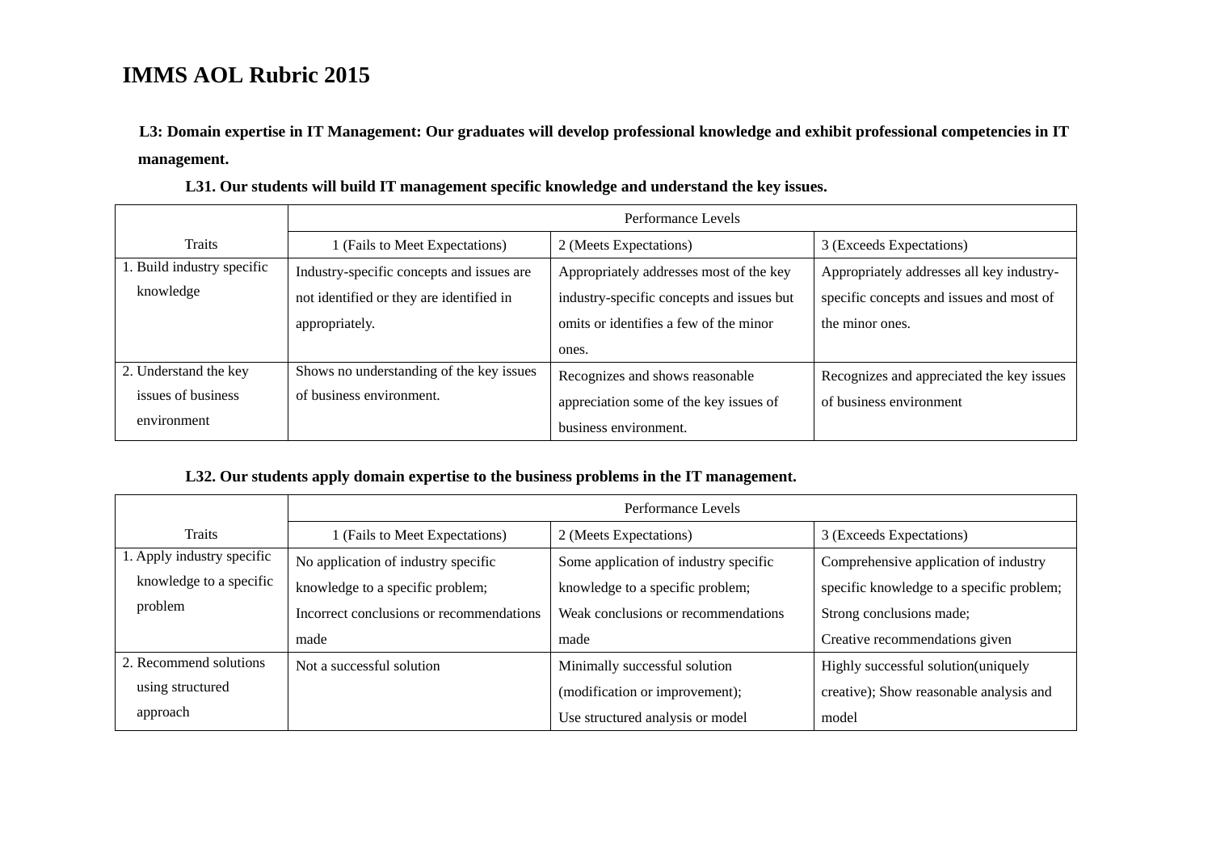# IMMS AOL Rubric 2015

**L3: Domain expertise in IT Management: Our graduates will develop professional knowledge and exhibit professional competencies in IT management.**

**L31. Our students will build IT management specific knowledge and understand the key issues.**

| Traits | Performance Levels | | |
|---|---|---|---|
| | 1 (Fails to Meet Expectations) | 2 (Meets Expectations) | 3 (Exceeds Expectations) |
| 1. Build industry specific knowledge | Industry-specific concepts and issues are not identified or they are identified in appropriately. | Appropriately addresses most of the key industry-specific concepts and issues but omits or identifies a few of the minor ones. | Appropriately addresses all key industry-specific concepts and issues and most of the minor ones. |
| 2. Understand the key issues of business environment | Shows no understanding of the key issues of business environment. | Recognizes and shows reasonable appreciation some of the key issues of business environment. | Recognizes and appreciated the key issues of business environment |

**L32. Our students apply domain expertise to the business problems in the IT management.**

| Traits | Performance Levels | | |
|---|---|---|---|
| | 1 (Fails to Meet Expectations) | 2 (Meets Expectations) | 3 (Exceeds Expectations) |
| 1. Apply industry specific knowledge to a specific problem | No application of industry specific knowledge to a specific problem; Incorrect conclusions or recommendations made | Some application of industry specific knowledge to a specific problem; Weak conclusions or recommendations made | Comprehensive application of industry specific knowledge to a specific problem; Strong conclusions made; Creative recommendations given |
| 2. Recommend solutions using structured approach | Not a successful solution | Minimally successful solution (modification or improvement); Use structured analysis or model | Highly successful solution(uniquely creative); Show reasonable analysis and model |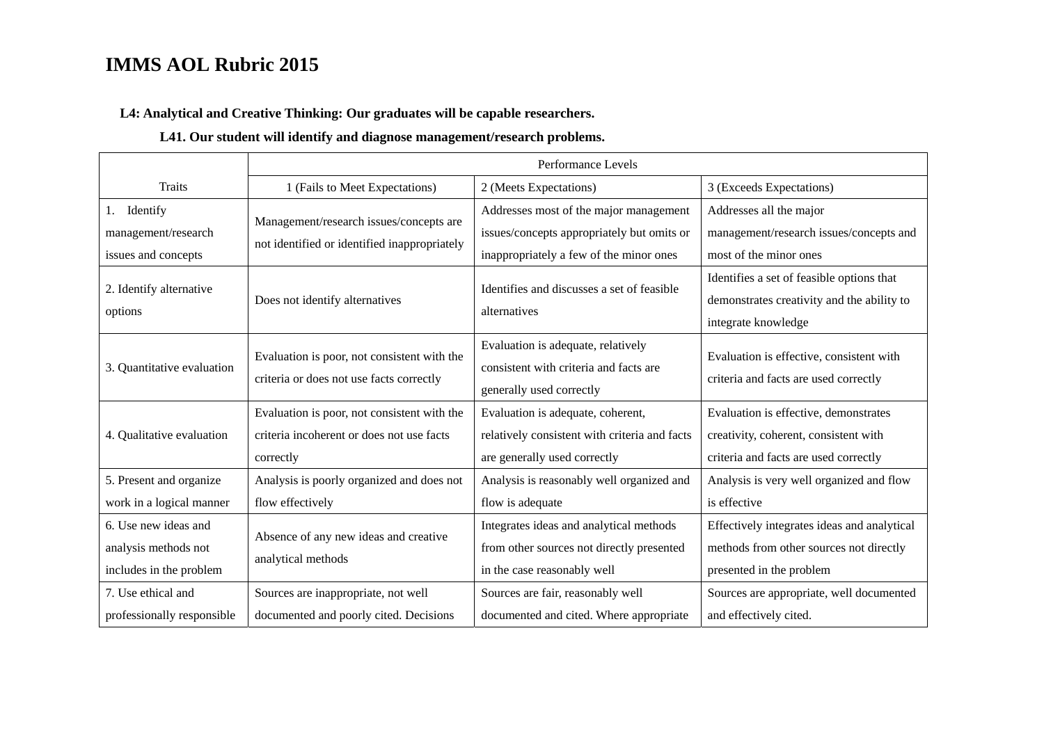# IMMS AOL Rubric 2015

**L4: Analytical and Creative Thinking: Our graduates will be capable researchers.**

**L41. Our student will identify and diagnose management/research problems.**

| Traits | Performance Levels | | |
|---|---|---|---|
| | 1 (Fails to Meet Expectations) | 2 (Meets Expectations) | 3 (Exceeds Expectations) |
| 1. Identify management/research issues and concepts | Management/research issues/concepts are not identified or identified inappropriately | Addresses most of the major management issues/concepts appropriately but omits or inappropriately a few of the minor ones | Addresses all the major management/research issues/concepts and most of the minor ones |
| 2. Identify alternative options | Does not identify alternatives | Identifies and discusses a set of feasible alternatives | Identifies a set of feasible options that demonstrates creativity and the ability to integrate knowledge |
| 3. Quantitative evaluation | Evaluation is poor, not consistent with the criteria or does not use facts correctly | Evaluation is adequate, relatively consistent with criteria and facts are generally used correctly | Evaluation is effective, consistent with criteria and facts are used correctly |
| 4. Qualitative evaluation | Evaluation is poor, not consistent with the criteria incoherent or does not use facts correctly | Evaluation is adequate, coherent, relatively consistent with criteria and facts are generally used correctly | Evaluation is effective, demonstrates creativity, coherent, consistent with criteria and facts are used correctly |
| 5. Present and organize work in a logical manner | Analysis is poorly organized and does not flow effectively | Analysis is reasonably well organized and flow is adequate | Analysis is very well organized and flow is effective |
| 6. Use new ideas and analysis methods not includes in the problem | Absence of any new ideas and creative analytical methods | Integrates ideas and analytical methods from other sources not directly presented in the case reasonably well | Effectively integrates ideas and analytical methods from other sources not directly presented in the problem |
| 7. Use ethical and professionally responsible | Sources are inappropriate, not well documented and poorly cited. Decisions | Sources are fair, reasonably well documented and cited. Where appropriate | Sources are appropriate, well documented and effectively cited. |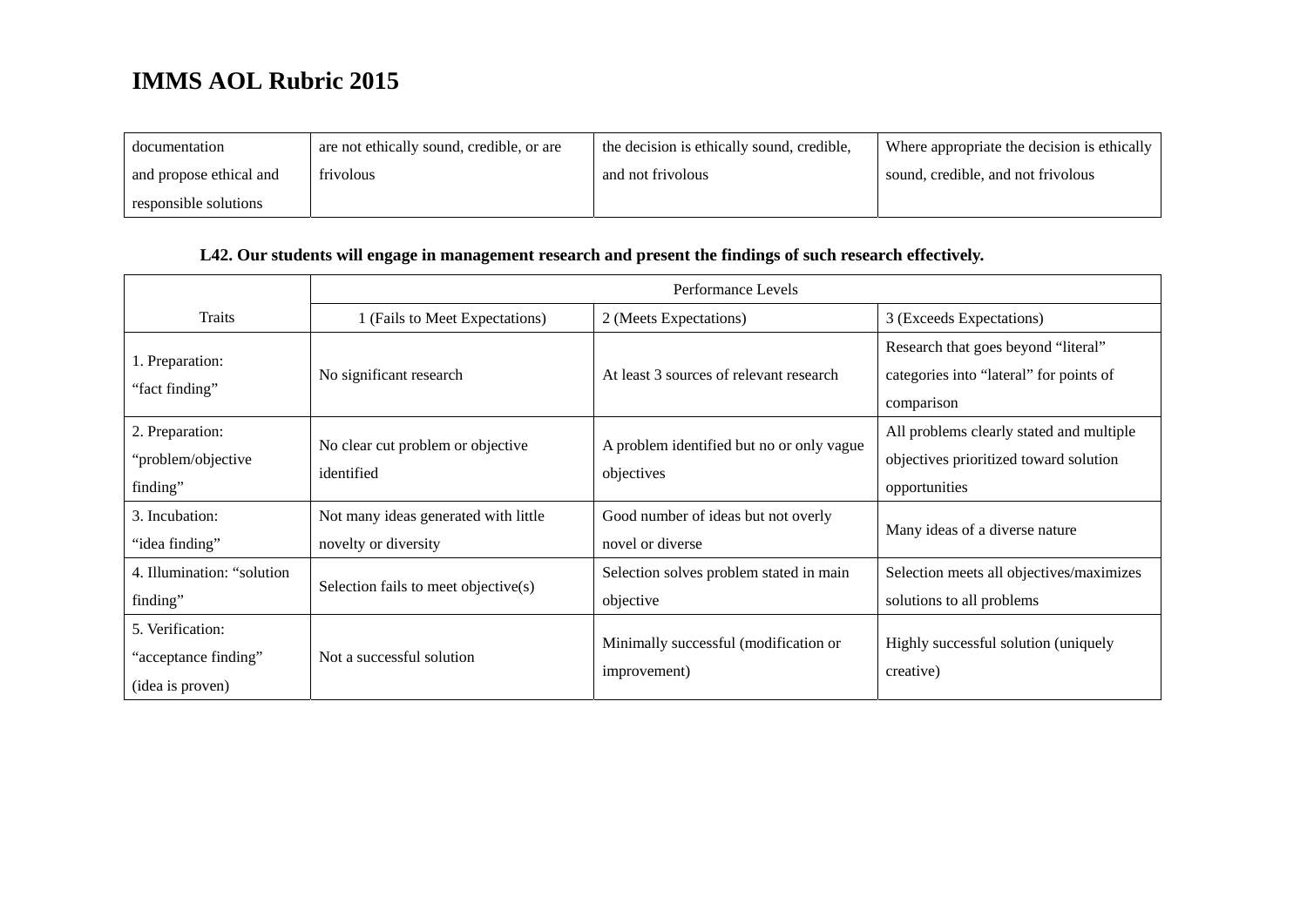# IMMS AOL Rubric 2015

| | | | |
|---|---|---|---|
| documentation and propose ethical and responsible solutions | are not ethically sound, credible, or are frivolous | the decision is ethically sound, credible, and not frivolous | Where appropriate the decision is ethically sound, credible, and not frivolous |

**L42. Our students will engage in management research and present the findings of such research effectively.**

| Traits | Performance Levels | | |
|---|---|---|---|
| | 1 (Fails to Meet Expectations) | 2 (Meets Expectations) | 3 (Exceeds Expectations) |
| 1. Preparation: “fact finding” | No significant research | At least 3 sources of relevant research | Research that goes beyond “literal” categories into “lateral” for points of comparison |
| 2. Preparation: “problem/objective finding” | No clear cut problem or objective identified | A problem identified but no or only vague objectives | All problems clearly stated and multiple objectives prioritized toward solution opportunities |
| 3. Incubation: “idea finding” | Not many ideas generated with little novelty or diversity | Good number of ideas but not overly novel or diverse | Many ideas of a diverse nature |
| 4. Illumination: “solution finding” | Selection fails to meet objective(s) | Selection solves problem stated in main objective | Selection meets all objectives/maximizes solutions to all problems |
| 5. Verification: “acceptance finding” (idea is proven) | Not a successful solution | Minimally successful (modification or improvement) | Highly successful solution (uniquely creative) |